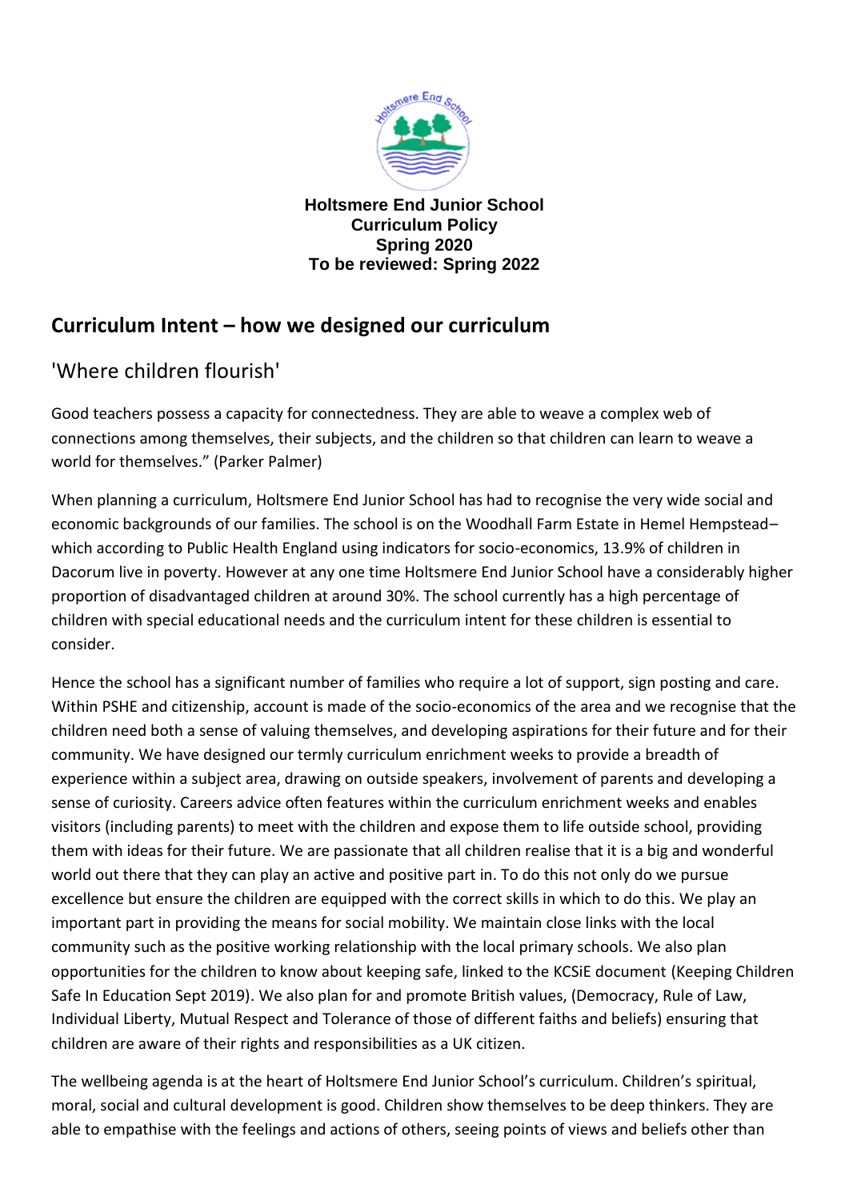**Holtsmere End Junior School**
**Curriculum Policy**
**Spring 2020**
**To be reviewed: Spring 2022**

## Curriculum Intent – how we designed our curriculum

### 'Where children flourish'

Good teachers possess a capacity for connectedness. They are able to weave a complex web of connections among themselves, their subjects, and the children so that children can learn to weave a world for themselves." (Parker Palmer)

When planning a curriculum, Holtsmere End Junior School has had to recognise the very wide social and economic backgrounds of our families. The school is on the Woodhall Farm Estate in Hemel Hempstead– which according to Public Health England using indicators for socio-economics, 13.9% of children in Dacorum live in poverty. However at any one time Holtsmere End Junior School have a considerably higher proportion of disadvantaged children at around 30%. The school currently has a high percentage of children with special educational needs and the curriculum intent for these children is essential to consider.

Hence the school has a significant number of families who require a lot of support, sign posting and care. Within PSHE and citizenship, account is made of the socio-economics of the area and we recognise that the children need both a sense of valuing themselves, and developing aspirations for their future and for their community. We have designed our termly curriculum enrichment weeks to provide a breadth of experience within a subject area, drawing on outside speakers, involvement of parents and developing a sense of curiosity. Careers advice often features within the curriculum enrichment weeks and enables visitors (including parents) to meet with the children and expose them to life outside school, providing them with ideas for their future. We are passionate that all children realise that it is a big and wonderful world out there that they can play an active and positive part in. To do this not only do we pursue excellence but ensure the children are equipped with the correct skills in which to do this. We play an important part in providing the means for social mobility. We maintain close links with the local community such as the positive working relationship with the local primary schools. We also plan opportunities for the children to know about keeping safe, linked to the KCSiE document (Keeping Children Safe In Education Sept 2019). We also plan for and promote British values, (Democracy, Rule of Law, Individual Liberty, Mutual Respect and Tolerance of those of different faiths and beliefs) ensuring that children are aware of their rights and responsibilities as a UK citizen.

The wellbeing agenda is at the heart of Holtsmere End Junior School's curriculum. Children's spiritual, moral, social and cultural development is good. Children show themselves to be deep thinkers. They are able to empathise with the feelings and actions of others, seeing points of views and beliefs other than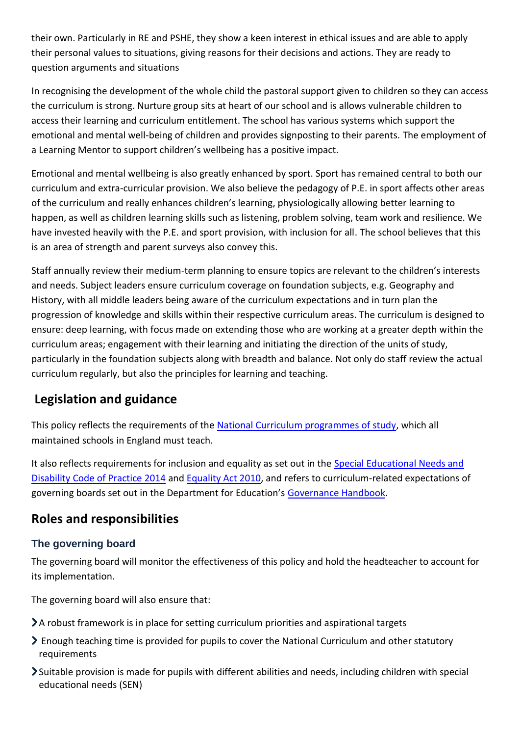their own. Particularly in RE and PSHE, they show a keen interest in ethical issues and are able to apply their personal values to situations, giving reasons for their decisions and actions. They are ready to question arguments and situations

In recognising the development of the whole child the pastoral support given to children so they can access the curriculum is strong. Nurture group sits at heart of our school and is allows vulnerable children to access their learning and curriculum entitlement. The school has various systems which support the emotional and mental well-being of children and provides signposting to their parents. The employment of a Learning Mentor to support children's wellbeing has a positive impact.

Emotional and mental wellbeing is also greatly enhanced by sport. Sport has remained central to both our curriculum and extra-curricular provision. We also believe the pedagogy of P.E. in sport affects other areas of the curriculum and really enhances children's learning, physiologically allowing better learning to happen, as well as children learning skills such as listening, problem solving, team work and resilience. We have invested heavily with the P.E. and sport provision, with inclusion for all. The school believes that this is an area of strength and parent surveys also convey this.

Staff annually review their medium-term planning to ensure topics are relevant to the children's interests and needs. Subject leaders ensure curriculum coverage on foundation subjects, e.g. Geography and History, with all middle leaders being aware of the curriculum expectations and in turn plan the progression of knowledge and skills within their respective curriculum areas. The curriculum is designed to ensure: deep learning, with focus made on extending those who are working at a greater depth within the curriculum areas; engagement with their learning and initiating the direction of the units of study, particularly in the foundation subjects along with breadth and balance. Not only do staff review the actual curriculum regularly, but also the principles for learning and teaching.

## Legislation and guidance

This policy reflects the requirements of the National Curriculum programmes of study, which all maintained schools in England must teach.

It also reflects requirements for inclusion and equality as set out in the Special Educational Needs and Disability Code of Practice 2014 and Equality Act 2010, and refers to curriculum-related expectations of governing boards set out in the Department for Education's Governance Handbook.

## Roles and responsibilities

### The governing board

The governing board will monitor the effectiveness of this policy and hold the headteacher to account for its implementation.

The governing board will also ensure that:

- A robust framework is in place for setting curriculum priorities and aspirational targets
- Enough teaching time is provided for pupils to cover the National Curriculum and other statutory requirements
- Suitable provision is made for pupils with different abilities and needs, including children with special educational needs (SEN)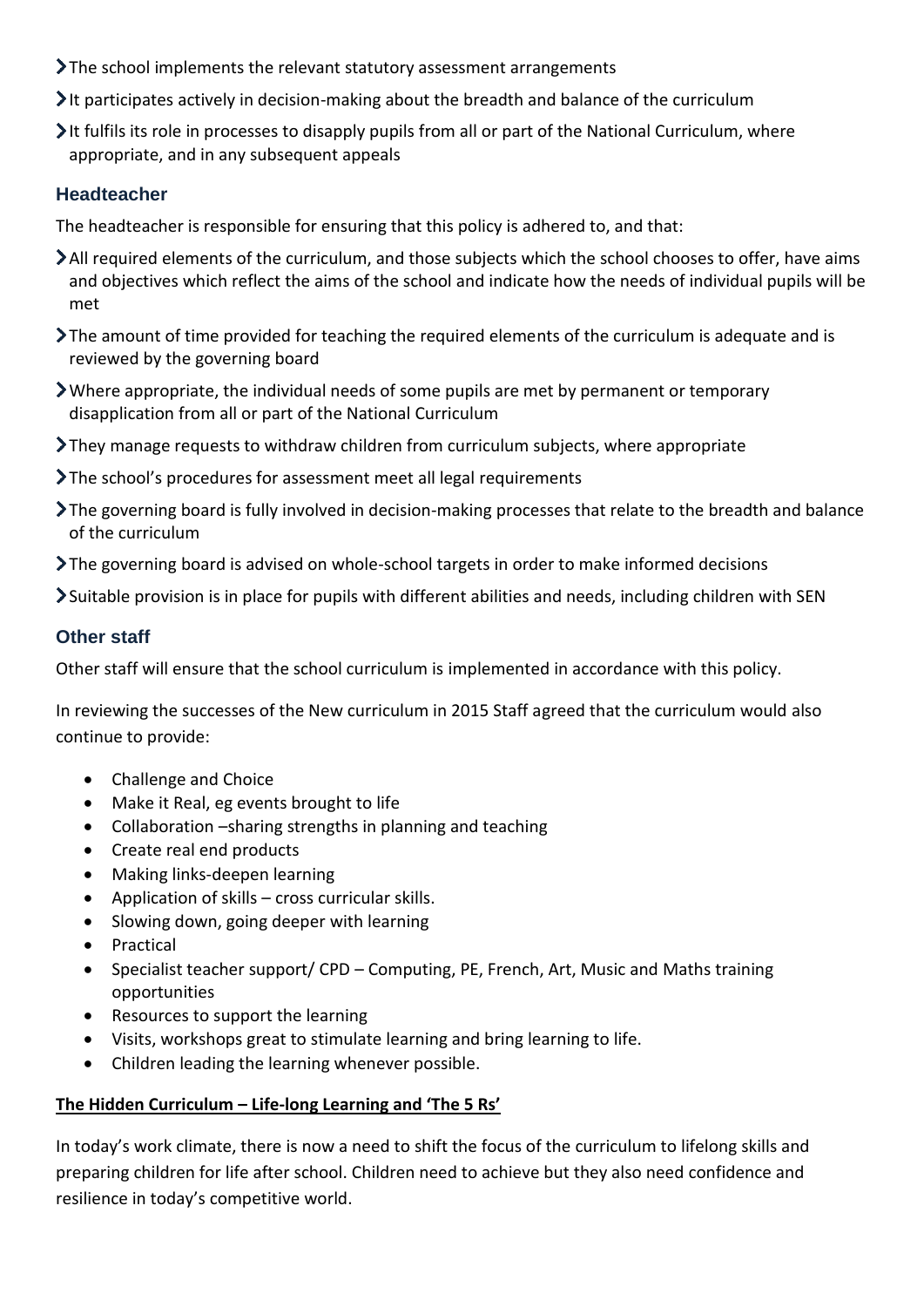- The school implements the relevant statutory assessment arrangements
- It participates actively in decision-making about the breadth and balance of the curriculum
- It fulfils its role in processes to disapply pupils from all or part of the National Curriculum, where appropriate, and in any subsequent appeals

### Headteacher

The headteacher is responsible for ensuring that this policy is adhered to, and that:

- All required elements of the curriculum, and those subjects which the school chooses to offer, have aims and objectives which reflect the aims of the school and indicate how the needs of individual pupils will be met
- The amount of time provided for teaching the required elements of the curriculum is adequate and is reviewed by the governing board
- Where appropriate, the individual needs of some pupils are met by permanent or temporary disapplication from all or part of the National Curriculum
- They manage requests to withdraw children from curriculum subjects, where appropriate
- The school's procedures for assessment meet all legal requirements
- The governing board is fully involved in decision-making processes that relate to the breadth and balance of the curriculum
- The governing board is advised on whole-school targets in order to make informed decisions
- Suitable provision is in place for pupils with different abilities and needs, including children with SEN

### Other staff

Other staff will ensure that the school curriculum is implemented in accordance with this policy.

In reviewing the successes of the New curriculum in 2015 Staff agreed that the curriculum would also continue to provide:

- Challenge and Choice
- Make it Real, eg events brought to life
- Collaboration –sharing strengths in planning and teaching
- Create real end products
- Making links-deepen learning
- Application of skills – cross curricular skills.
- Slowing down, going deeper with learning
- Practical
- Specialist teacher support/ CPD – Computing, PE, French, Art, Music and Maths training opportunities
- Resources to support the learning
- Visits, workshops great to stimulate learning and bring learning to life.
- Children leading the learning whenever possible.

**The Hidden Curriculum – Life-long Learning and 'The 5 Rs'**

In today's work climate, there is now a need to shift the focus of the curriculum to lifelong skills and preparing children for life after school. Children need to achieve but they also need confidence and resilience in today's competitive world.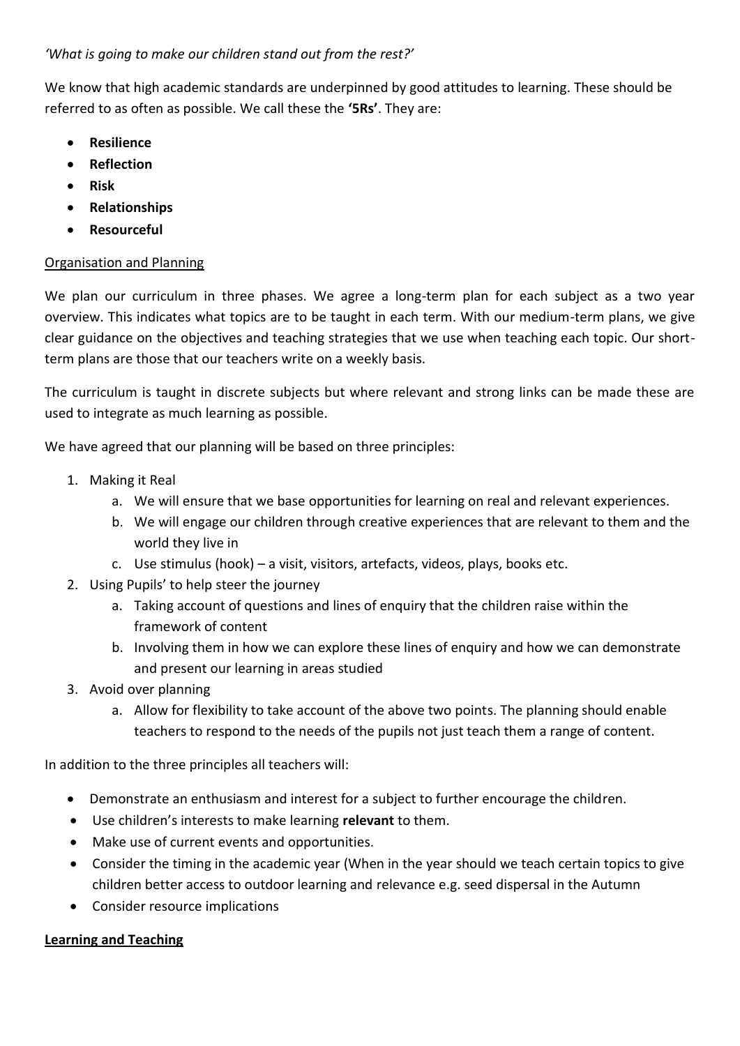*'What is going to make our children stand out from the rest?'*

We know that high academic standards are underpinned by good attitudes to learning. These should be referred to as often as possible. We call these the **'5Rs'**. They are:

- **Resilience**
- **Reflection**
- **Risk**
- **Relationships**
- **Resourceful**

<u>Organisation and Planning</u>

We plan our curriculum in three phases. We agree a long-term plan for each subject as a two year overview. This indicates what topics are to be taught in each term. With our medium-term plans, we give clear guidance on the objectives and teaching strategies that we use when teaching each topic. Our short-term plans are those that our teachers write on a weekly basis.

The curriculum is taught in discrete subjects but where relevant and strong links can be made these are used to integrate as much learning as possible.

We have agreed that our planning will be based on three principles:

1. Making it Real
   a. We will ensure that we base opportunities for learning on real and relevant experiences.
   b. We will engage our children through creative experiences that are relevant to them and the world they live in
   c. Use stimulus (hook) – a visit, visitors, artefacts, videos, plays, books etc.
2. Using Pupils' to help steer the journey
   a. Taking account of questions and lines of enquiry that the children raise within the framework of content
   b. Involving them in how we can explore these lines of enquiry and how we can demonstrate and present our learning in areas studied
3. Avoid over planning
   a. Allow for flexibility to take account of the above two points. The planning should enable teachers to respond to the needs of the pupils not just teach them a range of content.

In addition to the three principles all teachers will:

- Demonstrate an enthusiasm and interest for a subject to further encourage the children.
- Use children's interests to make learning **relevant** to them.
- Make use of current events and opportunities.
- Consider the timing in the academic year (When in the year should we teach certain topics to give children better access to outdoor learning and relevance e.g. seed dispersal in the Autumn
- Consider resource implications

<u>**Learning and Teaching**</u>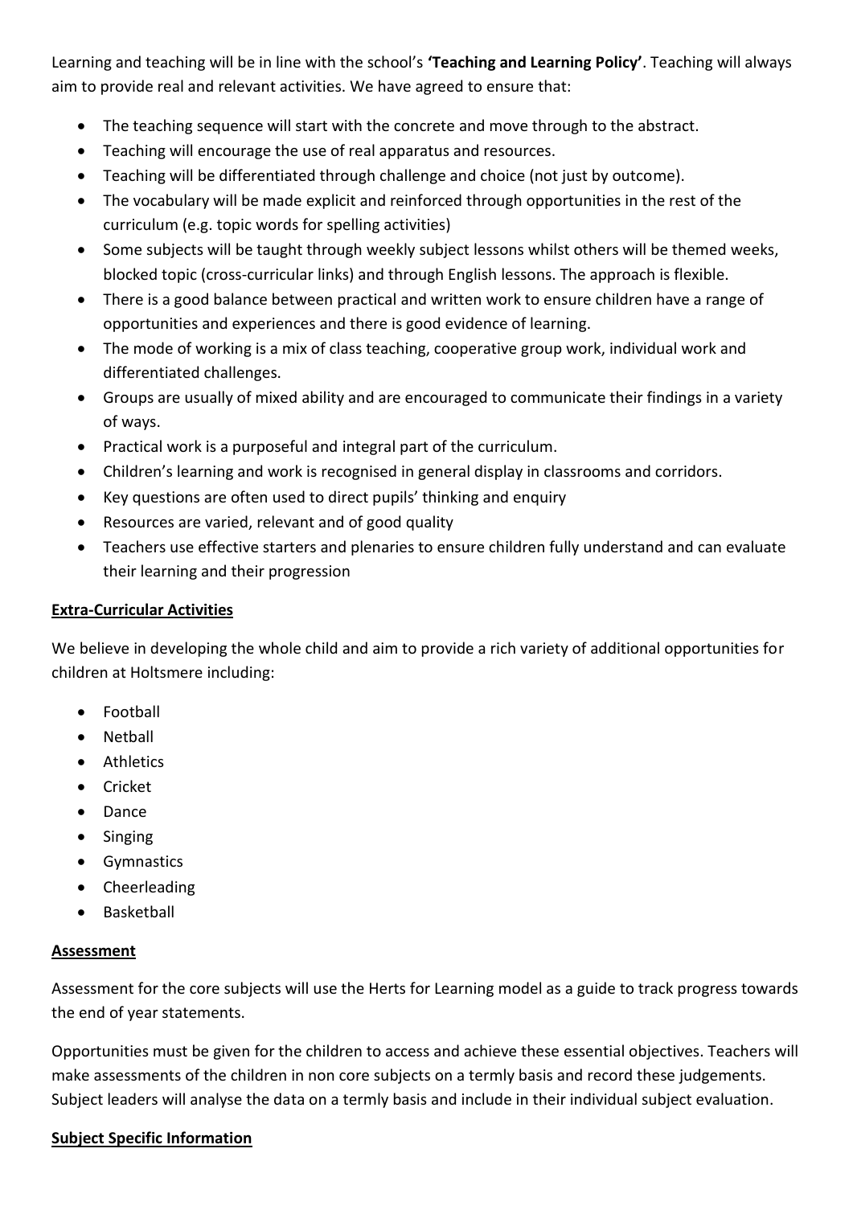Learning and teaching will be in line with the school's **'Teaching and Learning Policy'**. Teaching will always aim to provide real and relevant activities. We have agreed to ensure that:

- The teaching sequence will start with the concrete and move through to the abstract.
- Teaching will encourage the use of real apparatus and resources.
- Teaching will be differentiated through challenge and choice (not just by outcome).
- The vocabulary will be made explicit and reinforced through opportunities in the rest of the curriculum (e.g. topic words for spelling activities)
- Some subjects will be taught through weekly subject lessons whilst others will be themed weeks, blocked topic (cross-curricular links) and through English lessons. The approach is flexible.
- There is a good balance between practical and written work to ensure children have a range of opportunities and experiences and there is good evidence of learning.
- The mode of working is a mix of class teaching, cooperative group work, individual work and differentiated challenges.
- Groups are usually of mixed ability and are encouraged to communicate their findings in a variety of ways.
- Practical work is a purposeful and integral part of the curriculum.
- Children's learning and work is recognised in general display in classrooms and corridors.
- Key questions are often used to direct pupils' thinking and enquiry
- Resources are varied, relevant and of good quality
- Teachers use effective starters and plenaries to ensure children fully understand and can evaluate their learning and their progression

**Extra-Curricular Activities**

We believe in developing the whole child and aim to provide a rich variety of additional opportunities for children at Holtsmere including:

- Football
- Netball
- Athletics
- Cricket
- Dance
- Singing
- Gymnastics
- Cheerleading
- Basketball

**Assessment**

Assessment for the core subjects will use the Herts for Learning model as a guide to track progress towards the end of year statements.

Opportunities must be given for the children to access and achieve these essential objectives. Teachers will make assessments of the children in non core subjects on a termly basis and record these judgements. Subject leaders will analyse the data on a termly basis and include in their individual subject evaluation.

**Subject Specific Information**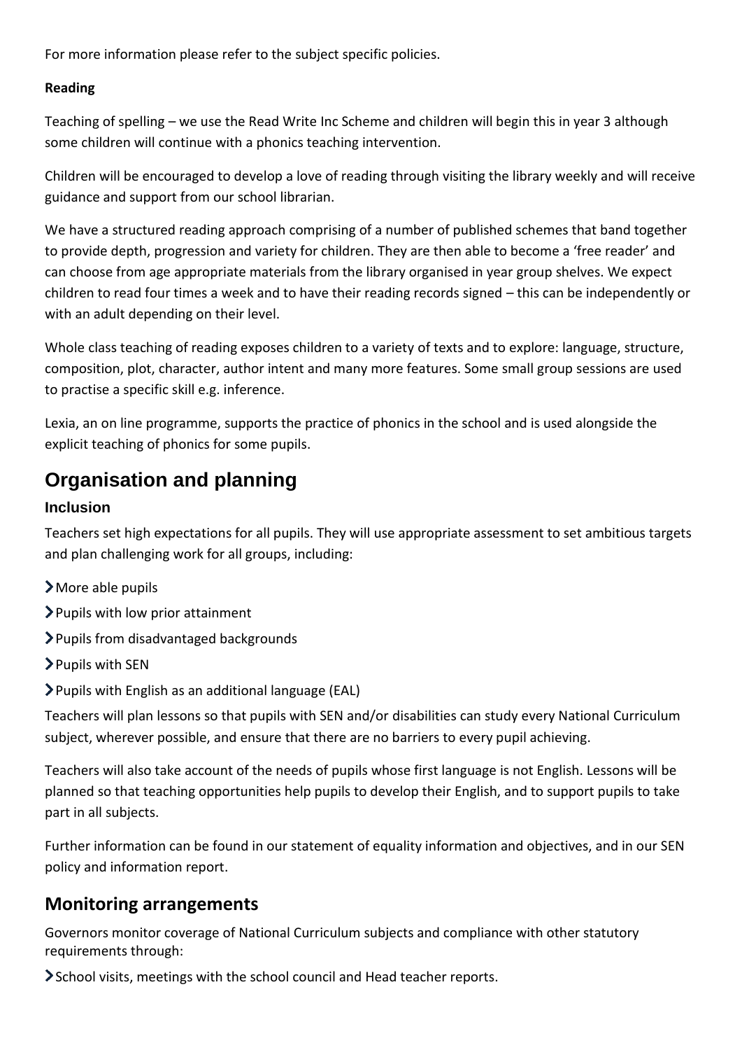For more information please refer to the subject specific policies.

**Reading**

Teaching of spelling – we use the Read Write Inc Scheme and children will begin this in year 3 although some children will continue with a phonics teaching intervention.

Children will be encouraged to develop a love of reading through visiting the library weekly and will receive guidance and support from our school librarian.

We have a structured reading approach comprising of a number of published schemes that band together to provide depth, progression and variety for children. They are then able to become a 'free reader' and can choose from age appropriate materials from the library organised in year group shelves. We expect children to read four times a week and to have their reading records signed – this can be independently or with an adult depending on their level.

Whole class teaching of reading exposes children to a variety of texts and to explore: language, structure, composition, plot, character, author intent and many more features. Some small group sessions are used to practise a specific skill e.g. inference.

Lexia, an on line programme, supports the practice of phonics in the school and is used alongside the explicit teaching of phonics for some pupils.

# Organisation and planning

### Inclusion

Teachers set high expectations for all pupils. They will use appropriate assessment to set ambitious targets and plan challenging work for all groups, including:

- More able pupils
- Pupils with low prior attainment
- Pupils from disadvantaged backgrounds
- Pupils with SEN
- Pupils with English as an additional language (EAL)

Teachers will plan lessons so that pupils with SEN and/or disabilities can study every National Curriculum subject, wherever possible, and ensure that there are no barriers to every pupil achieving.

Teachers will also take account of the needs of pupils whose first language is not English. Lessons will be planned so that teaching opportunities help pupils to develop their English, and to support pupils to take part in all subjects.

Further information can be found in our statement of equality information and objectives, and in our SEN policy and information report.

## Monitoring arrangements

Governors monitor coverage of National Curriculum subjects and compliance with other statutory requirements through:

- School visits, meetings with the school council and Head teacher reports.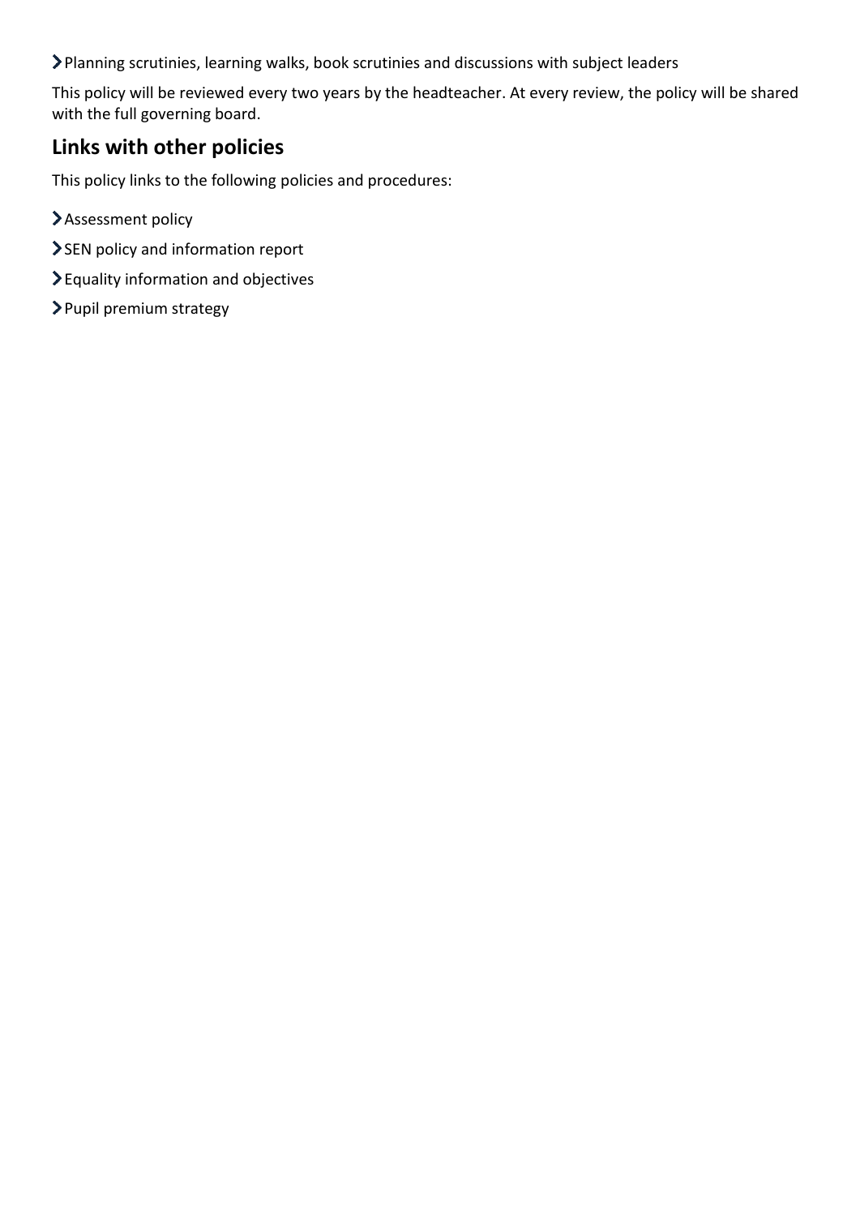- Planning scrutinies, learning walks, book scrutinies and discussions with subject leaders

This policy will be reviewed every two years by the headteacher. At every review, the policy will be shared with the full governing board.

## Links with other policies

This policy links to the following policies and procedures:

- Assessment policy
- SEN policy and information report
- Equality information and objectives
- Pupil premium strategy